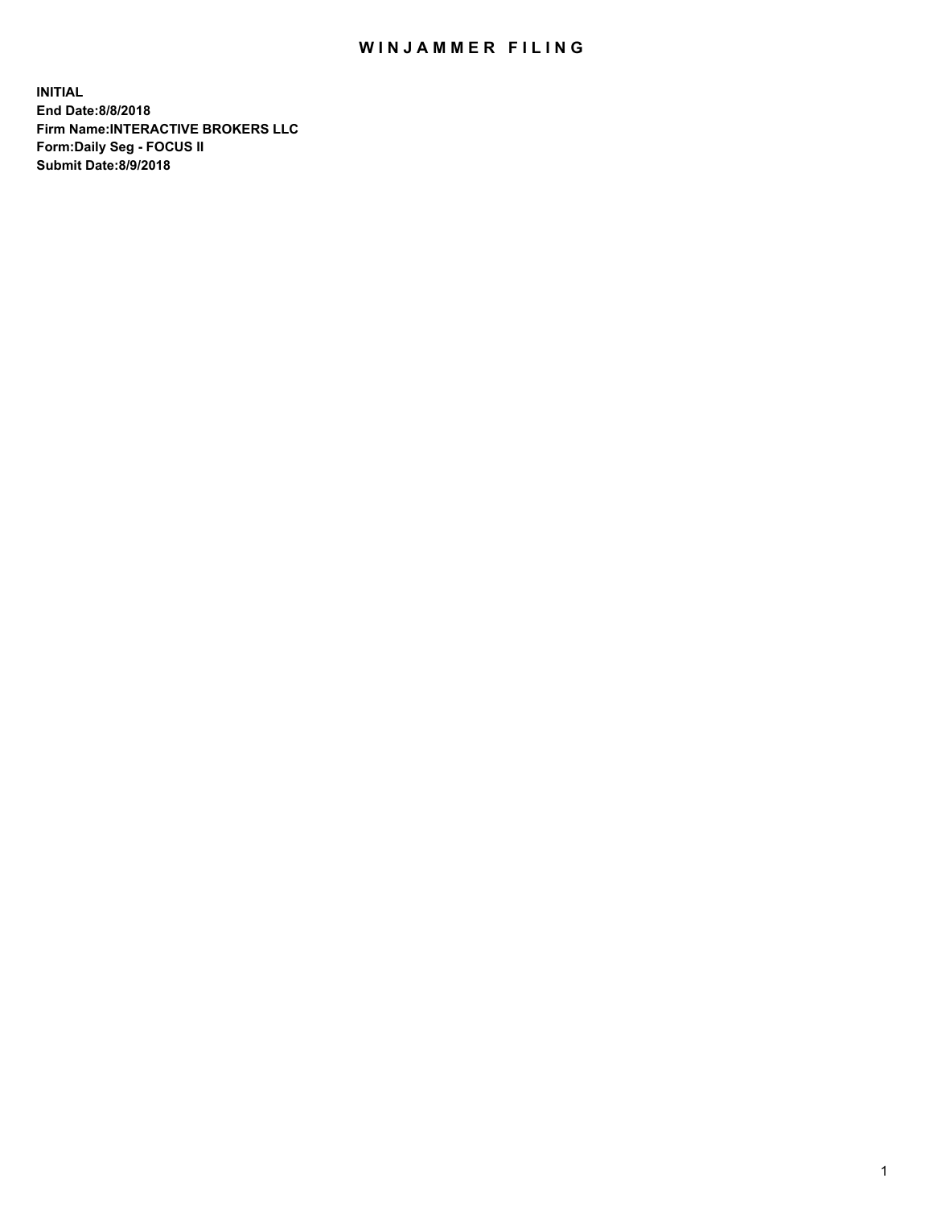# WINJAMMER FILING

**INITIAL**
**End Date:8/8/2018**
**Firm Name:INTERACTIVE BROKERS LLC**
**Form:Daily Seg - FOCUS II**
**Submit Date:8/9/2018**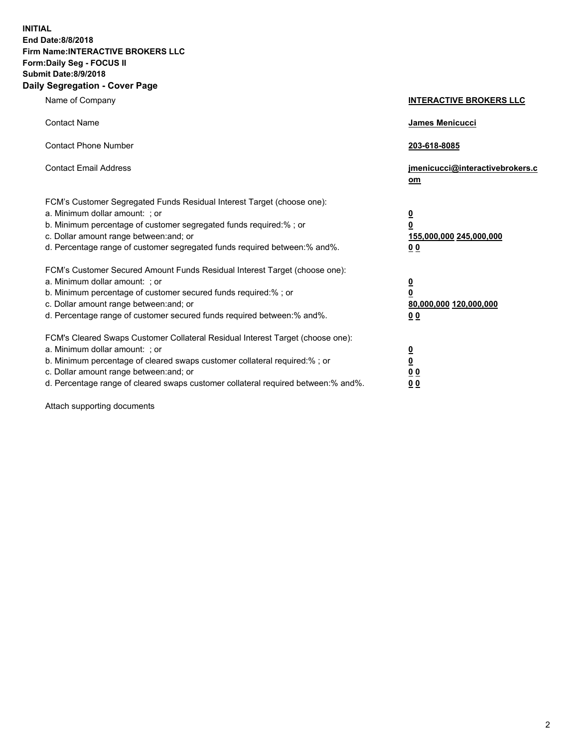**INITIAL**
**End Date:8/8/2018**
**Firm Name:INTERACTIVE BROKERS LLC**
**Form:Daily Seg - FOCUS II**
**Submit Date:8/9/2018**
**Daily Segregation - Cover Page**

| | |
|---|---|
| Name of Company | **INTERACTIVE BROKERS LLC** |
| Contact Name | **James Menicucci** |
| Contact Phone Number | **203-618-8085** |
| Contact Email Address | **jmenicucci@interactivebrokers.com** |
| FCM's Customer Segregated Funds Residual Interest Target (choose one): | |
| a. Minimum dollar amount: ; or | **0** |
| b. Minimum percentage of customer segregated funds required:% ; or | **0** |
| c. Dollar amount range between:and; or | **155,000,000 245,000,000** |
| d. Percentage range of customer segregated funds required between:% and%. | **0 0** |
| FCM's Customer Secured Amount Funds Residual Interest Target (choose one): | |
| a. Minimum dollar amount: ; or | **0** |
| b. Minimum percentage of customer secured funds required:% ; or | **0** |
| c. Dollar amount range between:and; or | **80,000,000 120,000,000** |
| d. Percentage range of customer secured funds required between:% and%. | **0 0** |
| FCM's Cleared Swaps Customer Collateral Residual Interest Target (choose one): | |
| a. Minimum dollar amount: ; or | **0** |
| b. Minimum percentage of cleared swaps customer collateral required:% ; or | **0** |
| c. Dollar amount range between:and; or | **0 0** |
| d. Percentage range of cleared swaps customer collateral required between:% and%. | **0 0** |

Attach supporting documents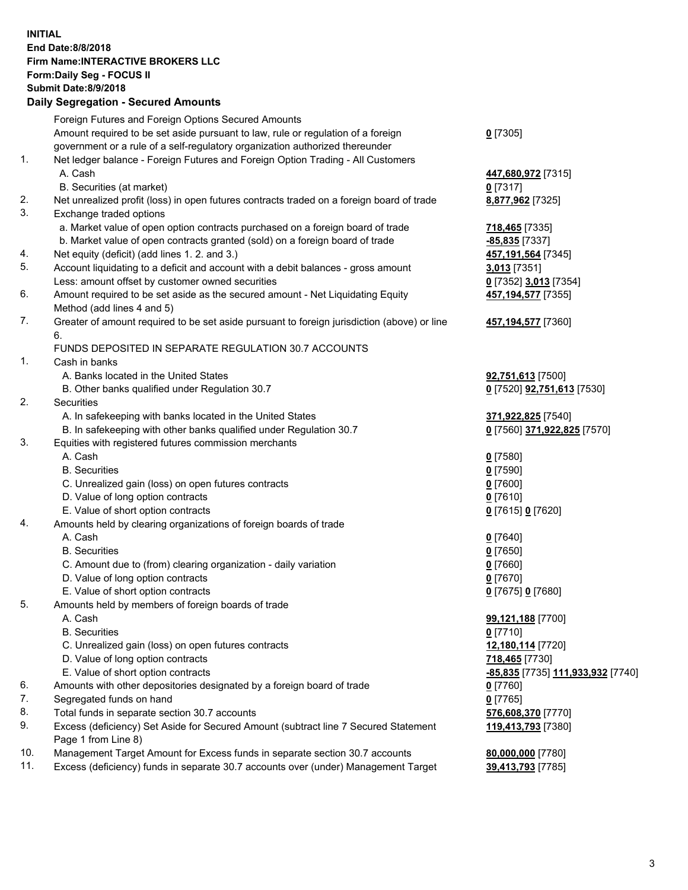**INITIAL**
**End Date:8/8/2018**
**Firm Name:INTERACTIVE BROKERS LLC**
**Form:Daily Seg - FOCUS II**
**Submit Date:8/9/2018**
**Daily Segregation - Secured Amounts**

| | | |
|---|---|---|
| | Foreign Futures and Foreign Options Secured Amounts | |
| | Amount required to be set aside pursuant to law, rule or regulation of a foreign government or a rule of a self-regulatory organization authorized thereunder | **0** [7305] |
| 1. | Net ledger balance - Foreign Futures and Foreign Option Trading - All Customers | |
| | A. Cash | **447,680,972** [7315] |
| | B. Securities (at market) | **0** [7317] |
| 2. | Net unrealized profit (loss) in open futures contracts traded on a foreign board of trade | **8,877,962** [7325] |
| 3. | Exchange traded options | |
| | a. Market value of open option contracts purchased on a foreign board of trade | **718,465** [7335] |
| | b. Market value of open contracts granted (sold) on a foreign board of trade | **-85,835** [7337] |
| 4. | Net equity (deficit) (add lines 1. 2. and 3.) | **457,191,564** [7345] |
| 5. | Account liquidating to a deficit and account with a debit balances - gross amount | **3,013** [7351] |
| | Less: amount offset by customer owned securities | **0** [7352] **3,013** [7354] |
| 6. | Amount required to be set aside as the secured amount - Net Liquidating Equity Method (add lines 4 and 5) | **457,194,577** [7355] |
| 7. | Greater of amount required to be set aside pursuant to foreign jurisdiction (above) or line 6. | **457,194,577** [7360] |
| | FUNDS DEPOSITED IN SEPARATE REGULATION 30.7 ACCOUNTS | |
| 1. | Cash in banks | |
| | A. Banks located in the United States | **92,751,613** [7500] |
| | B. Other banks qualified under Regulation 30.7 | **0** [7520] **92,751,613** [7530] |
| 2. | Securities | |
| | A. In safekeeping with banks located in the United States | **371,922,825** [7540] |
| | B. In safekeeping with other banks qualified under Regulation 30.7 | **0** [7560] **371,922,825** [7570] |
| 3. | Equities with registered futures commission merchants | |
| | A. Cash | **0** [7580] |
| | B. Securities | **0** [7590] |
| | C. Unrealized gain (loss) on open futures contracts | **0** [7600] |
| | D. Value of long option contracts | **0** [7610] |
| | E. Value of short option contracts | **0** [7615] **0** [7620] |
| 4. | Amounts held by clearing organizations of foreign boards of trade | |
| | A. Cash | **0** [7640] |
| | B. Securities | **0** [7650] |
| | C. Amount due to (from) clearing organization - daily variation | **0** [7660] |
| | D. Value of long option contracts | **0** [7670] |
| | E. Value of short option contracts | **0** [7675] **0** [7680] |
| 5. | Amounts held by members of foreign boards of trade | |
| | A. Cash | **99,121,188** [7700] |
| | B. Securities | **0** [7710] |
| | C. Unrealized gain (loss) on open futures contracts | **12,180,114** [7720] |
| | D. Value of long option contracts | **718,465** [7730] |
| | E. Value of short option contracts | **-85,835** [7735] **111,933,932** [7740] |
| 6. | Amounts with other depositories designated by a foreign board of trade | **0** [7760] |
| 7. | Segregated funds on hand | **0** [7765] |
| 8. | Total funds in separate section 30.7 accounts | **576,608,370** [7770] |
| 9. | Excess (deficiency) Set Aside for Secured Amount (subtract line 7 Secured Statement Page 1 from Line 8) | **119,413,793** [7380] |
| 10. | Management Target Amount for Excess funds in separate section 30.7 accounts | **80,000,000** [7780] |
| 11. | Excess (deficiency) funds in separate 30.7 accounts over (under) Management Target | **39,413,793** [7785] |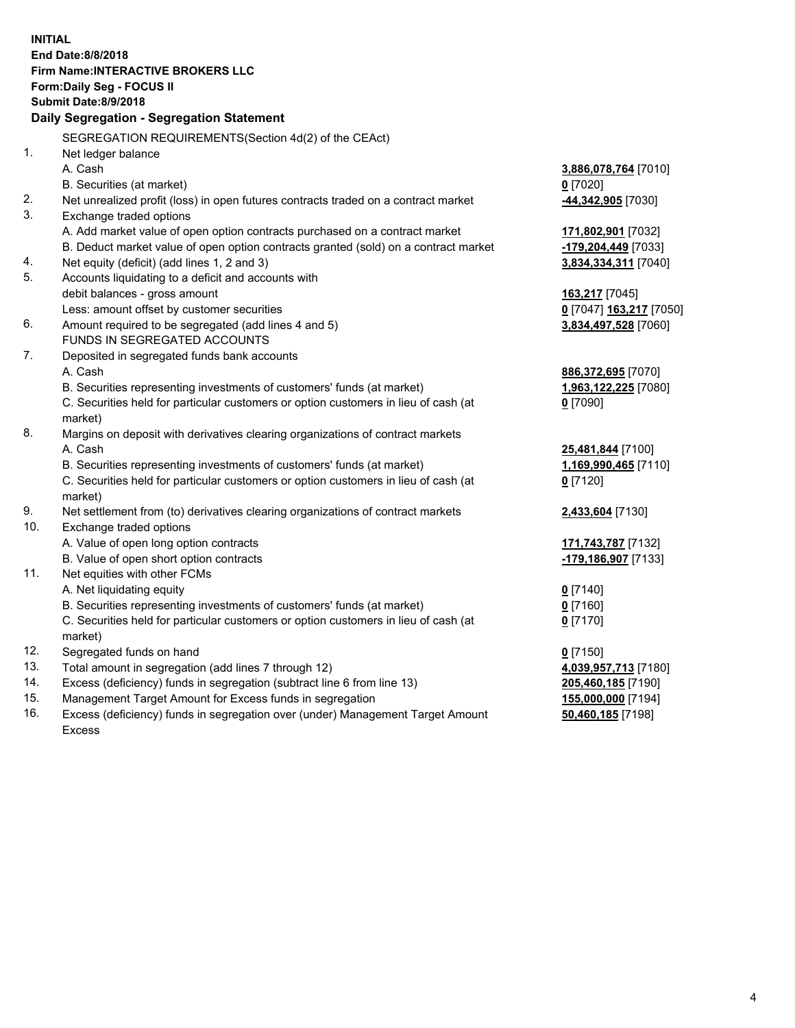**INITIAL**
**End Date:8/8/2018**
**Firm Name:INTERACTIVE BROKERS LLC**
**Form:Daily Seg - FOCUS II**
**Submit Date:8/9/2018**

## Daily Segregation - Segregation Statement

SEGREGATION REQUIREMENTS(Section 4d(2) of the CEAct)

| | | |
|---|---|---|
| 1. | Net ledger balance | |
| | A. Cash | **3,886,078,764** [7010] |
| | B. Securities (at market) | **0** [7020] |
| 2. | Net unrealized profit (loss) in open futures contracts traded on a contract market | **-44,342,905** [7030] |
| 3. | Exchange traded options | |
| | A. Add market value of open option contracts purchased on a contract market | **171,802,901** [7032] |
| | B. Deduct market value of open option contracts granted (sold) on a contract market | **-179,204,449** [7033] |
| 4. | Net equity (deficit) (add lines 1, 2 and 3) | **3,834,334,311** [7040] |
| 5. | Accounts liquidating to a deficit and accounts with debit balances - gross amount | **163,217** [7045] |
| | Less: amount offset by customer securities | **0** [7047] **163,217** [7050] |
| 6. | Amount required to be segregated (add lines 4 and 5) | **3,834,497,528** [7060] |
| | FUNDS IN SEGREGATED ACCOUNTS | |
| 7. | Deposited in segregated funds bank accounts | |
| | A. Cash | **886,372,695** [7070] |
| | B. Securities representing investments of customers' funds (at market) | **1,963,122,225** [7080] |
| | C. Securities held for particular customers or option customers in lieu of cash (at market) | **0** [7090] |
| 8. | Margins on deposit with derivatives clearing organizations of contract markets | |
| | A. Cash | **25,481,844** [7100] |
| | B. Securities representing investments of customers' funds (at market) | **1,169,990,465** [7110] |
| | C. Securities held for particular customers or option customers in lieu of cash (at market) | **0** [7120] |
| 9. | Net settlement from (to) derivatives clearing organizations of contract markets | **2,433,604** [7130] |
| 10. | Exchange traded options | |
| | A. Value of open long option contracts | **171,743,787** [7132] |
| | B. Value of open short option contracts | **-179,186,907** [7133] |
| 11. | Net equities with other FCMs | |
| | A. Net liquidating equity | **0** [7140] |
| | B. Securities representing investments of customers' funds (at market) | **0** [7160] |
| | C. Securities held for particular customers or option customers in lieu of cash (at market) | **0** [7170] |
| 12. | Segregated funds on hand | **0** [7150] |
| 13. | Total amount in segregation (add lines 7 through 12) | **4,039,957,713** [7180] |
| 14. | Excess (deficiency) funds in segregation (subtract line 6 from line 13) | **205,460,185** [7190] |
| 15. | Management Target Amount for Excess funds in segregation | **155,000,000** [7194] |
| 16. | Excess (deficiency) funds in segregation over (under) Management Target Amount Excess | **50,460,185** [7198] |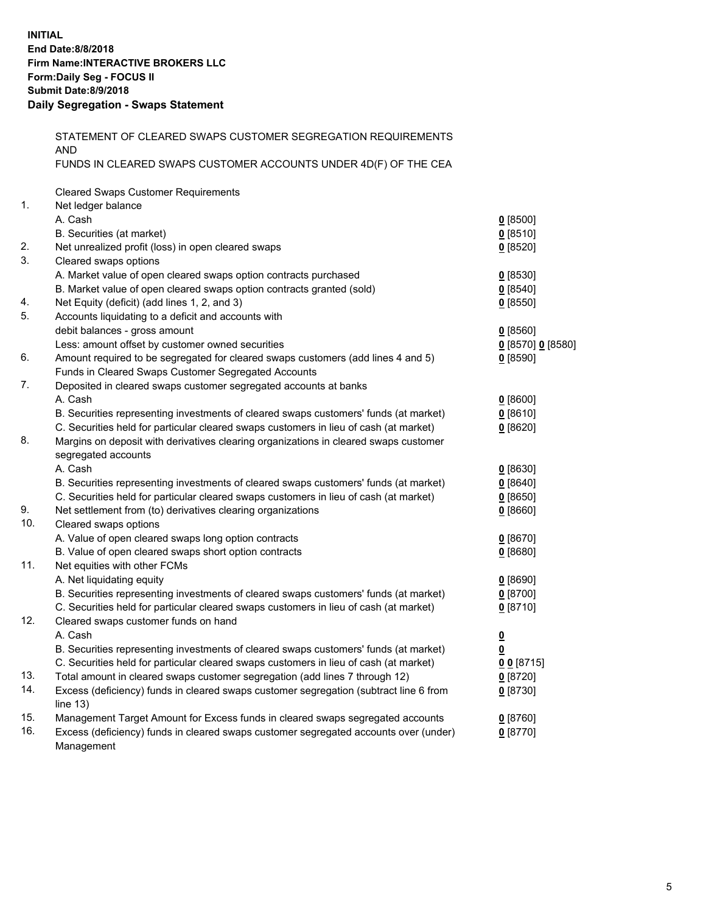**INITIAL**
**End Date:8/8/2018**
**Firm Name:INTERACTIVE BROKERS LLC**
**Form:Daily Seg - FOCUS II**
**Submit Date:8/9/2018**
**Daily Segregation - Swaps Statement**

STATEMENT OF CLEARED SWAPS CUSTOMER SEGREGATION REQUIREMENTS
AND
FUNDS IN CLEARED SWAPS CUSTOMER ACCOUNTS UNDER 4D(F) OF THE CEA

| | | |
|---|---|---|
| | Cleared Swaps Customer Requirements | |
| 1. | Net ledger balance | |
| | A. Cash | 0 [8500] |
| | B. Securities (at market) | 0 [8510] |
| 2. | Net unrealized profit (loss) in open cleared swaps | 0 [8520] |
| 3. | Cleared swaps options | |
| | A. Market value of open cleared swaps option contracts purchased | 0 [8530] |
| | B. Market value of open cleared swaps option contracts granted (sold) | 0 [8540] |
| 4. | Net Equity (deficit) (add lines 1, 2, and 3) | 0 [8550] |
| 5. | Accounts liquidating to a deficit and accounts with debit balances - gross amount | 0 [8560] |
| | Less: amount offset by customer owned securities | 0 [8570] 0 [8580] |
| 6. | Amount required to be segregated for cleared swaps customers (add lines 4 and 5) | 0 [8590] |
| | Funds in Cleared Swaps Customer Segregated Accounts | |
| 7. | Deposited in cleared swaps customer segregated accounts at banks | |
| | A. Cash | 0 [8600] |
| | B. Securities representing investments of cleared swaps customers' funds (at market) | 0 [8610] |
| | C. Securities held for particular cleared swaps customers in lieu of cash (at market) | 0 [8620] |
| 8. | Margins on deposit with derivatives clearing organizations in cleared swaps customer segregated accounts | |
| | A. Cash | 0 [8630] |
| | B. Securities representing investments of cleared swaps customers' funds (at market) | 0 [8640] |
| | C. Securities held for particular cleared swaps customers in lieu of cash (at market) | 0 [8650] |
| 9. | Net settlement from (to) derivatives clearing organizations | 0 [8660] |
| 10. | Cleared swaps options | |
| | A. Value of open cleared swaps long option contracts | 0 [8670] |
| | B. Value of open cleared swaps short option contracts | 0 [8680] |
| 11. | Net equities with other FCMs | |
| | A. Net liquidating equity | 0 [8690] |
| | B. Securities representing investments of cleared swaps customers' funds (at market) | 0 [8700] |
| | C. Securities held for particular cleared swaps customers in lieu of cash (at market) | 0 [8710] |
| 12. | Cleared swaps customer funds on hand | |
| | A. Cash | 0 |
| | B. Securities representing investments of cleared swaps customers' funds (at market) | 0 |
| | C. Securities held for particular cleared swaps customers in lieu of cash (at market) | 0 0 [8715] |
| 13. | Total amount in cleared swaps customer segregation (add lines 7 through 12) | 0 [8720] |
| 14. | Excess (deficiency) funds in cleared swaps customer segregation (subtract line 6 from line 13) | 0 [8730] |
| 15. | Management Target Amount for Excess funds in cleared swaps segregated accounts | 0 [8760] |
| 16. | Excess (deficiency) funds in cleared swaps customer segregated accounts over (under) Management | 0 [8770] |